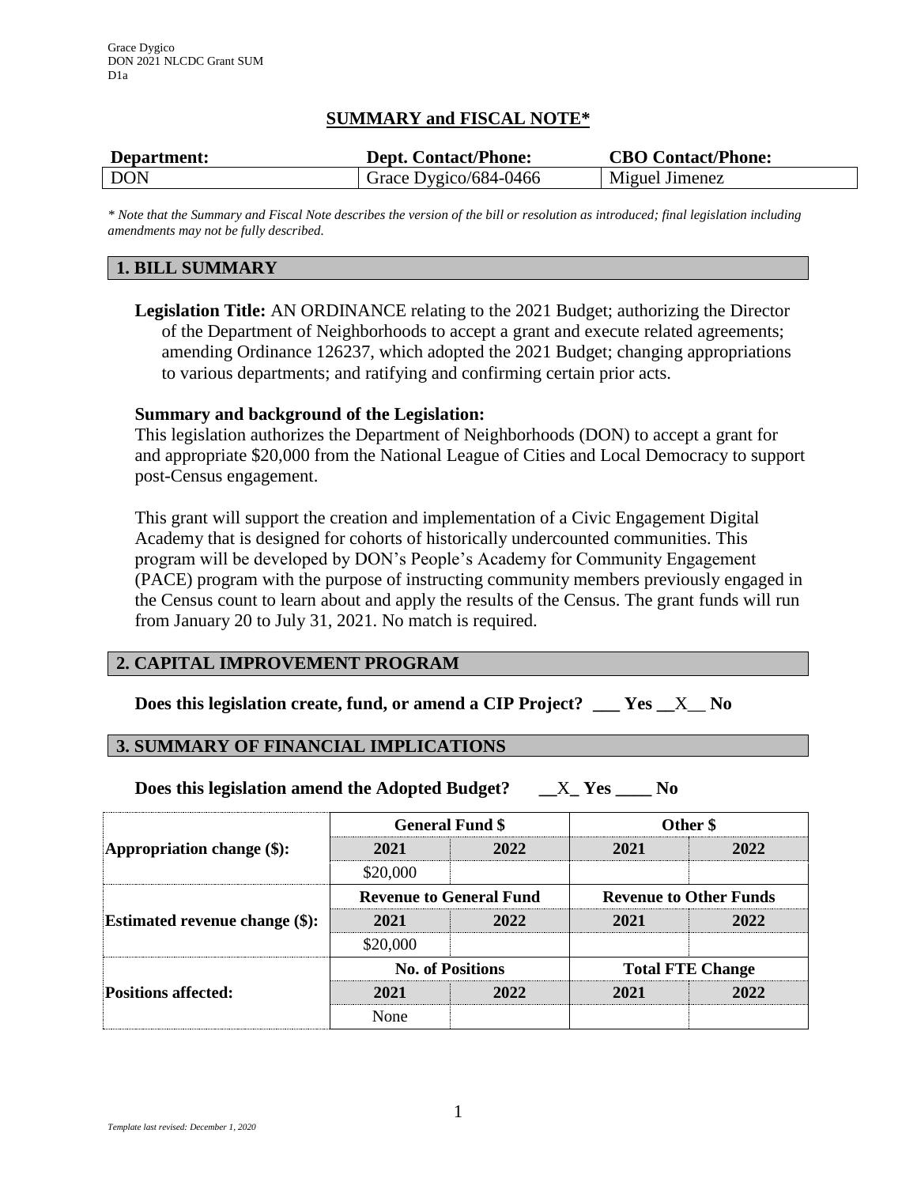Grace Dygico
DON 2021 NLCDC Grant SUM
D1a

## SUMMARY and FISCAL NOTE*

| Department: | Dept. Contact/Phone: | CBO Contact/Phone: |
|---|---|---|
| DON | Grace Dygico/684-0466 | Miguel Jimenez |

*\* Note that the Summary and Fiscal Note describes the version of the bill or resolution as introduced; final legislation including amendments may not be fully described.*

### 1. BILL SUMMARY

**Legislation Title:** AN ORDINANCE relating to the 2021 Budget; authorizing the Director of the Department of Neighborhoods to accept a grant and execute related agreements; amending Ordinance 126237, which adopted the 2021 Budget; changing appropriations to various departments; and ratifying and confirming certain prior acts.

**Summary and background of the Legislation:**
This legislation authorizes the Department of Neighborhoods (DON) to accept a grant for and appropriate $20,000 from the National League of Cities and Local Democracy to support post-Census engagement.

This grant will support the creation and implementation of a Civic Engagement Digital Academy that is designed for cohorts of historically undercounted communities. This program will be developed by DON's People's Academy for Community Engagement (PACE) program with the purpose of instructing community members previously engaged in the Census count to learn about and apply the results of the Census. The grant funds will run from January 20 to July 31, 2021. No match is required.

### 2. CAPITAL IMPROVEMENT PROGRAM

**Does this legislation create, fund, or amend a CIP Project? ___ Yes __X__ No**

### 3. SUMMARY OF FINANCIAL IMPLICATIONS

**Does this legislation amend the Adopted Budget? __X_ Yes ____ No**

| | General Fund $ | | Other $ | |
|---|---|---|---|---|
| **Appropriation change ($):** | **2021** | **2022** | **2021** | **2022** |
| | $20,000 | | | |
| | **Revenue to General Fund** | | **Revenue to Other Funds** | |
| **Estimated revenue change ($):** | **2021** | **2022** | **2021** | **2022** |
| | $20,000 | | | |
| | **No. of Positions** | | **Total FTE Change** | |
| **Positions affected:** | **2021** | **2022** | **2021** | **2022** |
| | None | | | |

*Template last revised: December 1, 2020*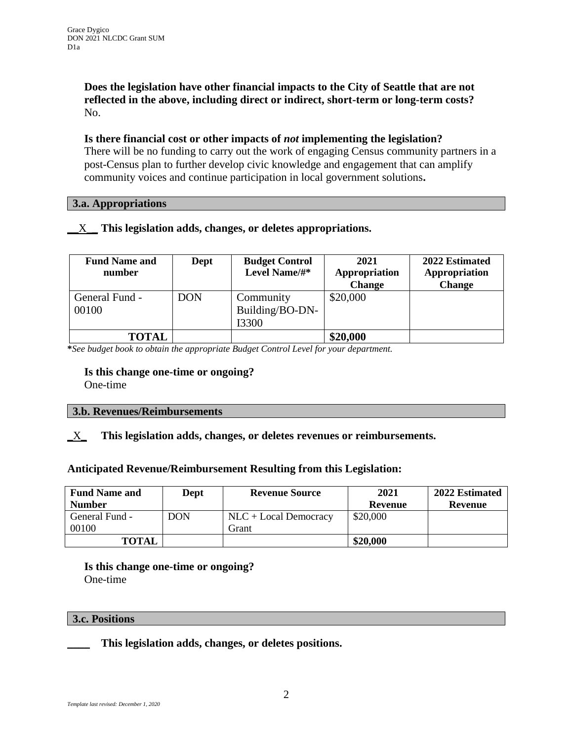**Does the legislation have other financial impacts to the City of Seattle that are not reflected in the above, including direct or indirect, short-term or long-term costs?**
No.

**Is there financial cost or other impacts of *not* implementing the legislation?**
There will be no funding to carry out the work of engaging Census community partners in a post-Census plan to further develop civic knowledge and engagement that can amplify community voices and continue participation in local government solutions**.**

### 3.a. Appropriations

**\_\_X\_\_ This legislation adds, changes, or deletes appropriations.**

| Fund Name and number | Dept | Budget Control Level Name/#* | 2021 Appropriation Change | 2022 Estimated Appropriation Change |
|---|---|---|---|---|
| General Fund - 00100 | DON | Community Building/BO-DN-I3300 | $20,000 | |
| **TOTAL** | | | **$20,000** | |

***See budget book to obtain the appropriate Budget Control Level for your department.*

**Is this change one-time or ongoing?**
One-time

### 3.b. Revenues/Reimbursements

**\_X\_ This legislation adds, changes, or deletes revenues or reimbursements.**

**Anticipated Revenue/Reimbursement Resulting from this Legislation:**

| Fund Name and Number | Dept | Revenue Source | 2021 Revenue | 2022 Estimated Revenue |
|---|---|---|---|---|
| General Fund - 00100 | DON | NLC + Local Democracy Grant | $20,000 | |
| **TOTAL** | | | **$20,000** | |

**Is this change one-time or ongoing?**
One-time

### 3.c. Positions

**\_\_\_\_ This legislation adds, changes, or deletes positions.**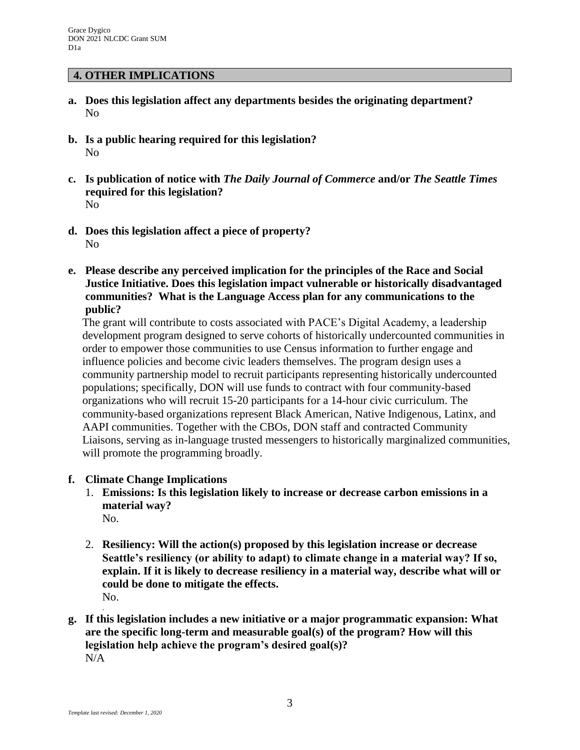## 4. OTHER IMPLICATIONS

**a. Does this legislation affect any departments besides the originating department?**
No

**b. Is a public hearing required for this legislation?**
No

**c. Is publication of notice with *The Daily Journal of Commerce* and/or *The Seattle Times* required for this legislation?**
No

**d. Does this legislation affect a piece of property?**
No

**e. Please describe any perceived implication for the principles of the Race and Social Justice Initiative. Does this legislation impact vulnerable or historically disadvantaged communities? What is the Language Access plan for any communications to the public?**
The grant will contribute to costs associated with PACE's Digital Academy, a leadership development program designed to serve cohorts of historically undercounted communities in order to empower those communities to use Census information to further engage and influence policies and become civic leaders themselves. The program design uses a community partnership model to recruit participants representing historically undercounted populations; specifically, DON will use funds to contract with four community-based organizations who will recruit 15-20 participants for a 14-hour civic curriculum. The community-based organizations represent Black American, Native Indigenous, Latinx, and AAPI communities. Together with the CBOs, DON staff and contracted Community Liaisons, serving as in-language trusted messengers to historically marginalized communities, will promote the programming broadly.

**f. Climate Change Implications**

1. **Emissions: Is this legislation likely to increase or decrease carbon emissions in a material way?**
   No.

2. **Resiliency: Will the action(s) proposed by this legislation increase or decrease Seattle's resiliency (or ability to adapt) to climate change in a material way? If so, explain. If it is likely to decrease resiliency in a material way, describe what will or could be done to mitigate the effects.**
   No.

**g. If this legislation includes a new initiative or a major programmatic expansion: What are the specific long-term and measurable goal(s) of the program? How will this legislation help achieve the program's desired goal(s)?**
N/A